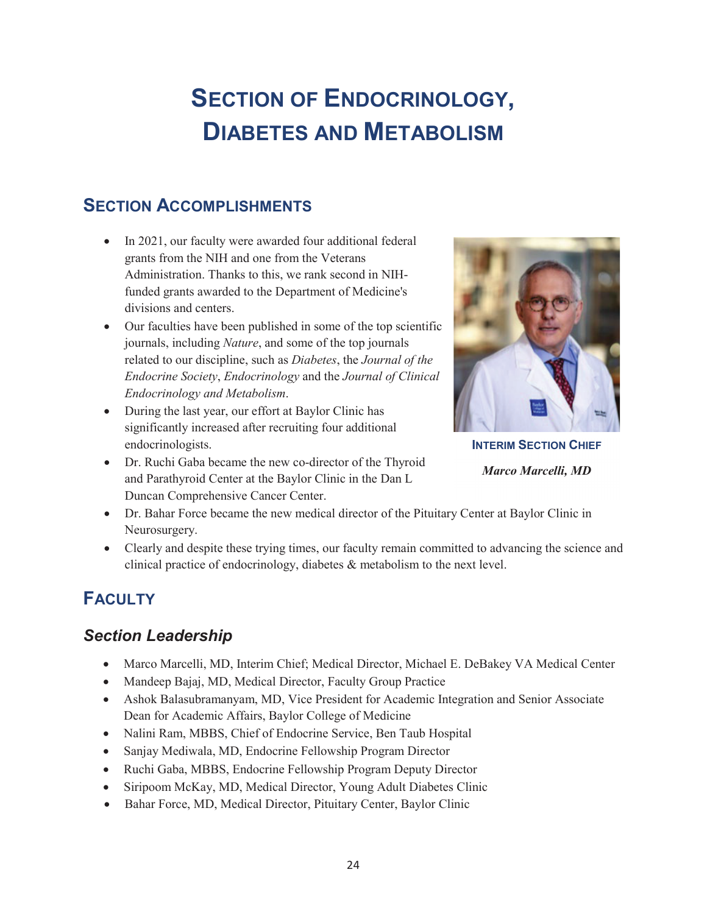# Section of Endocrinology, Diabetes and Metabolism

## Section Accomplishments

- In 2021, our faculty were awarded four additional federal grants from the NIH and one from the Veterans Administration. Thanks to this, we rank second in NIH-funded grants awarded to the Department of Medicine's divisions and centers.
- Our faculties have been published in some of the top scientific journals, including *Nature*, and some of the top journals related to our discipline, such as *Diabetes*, the *Journal of the Endocrine Society*, *Endocrinology* and the *Journal of Clinical Endocrinology and Metabolism*.
- During the last year, our effort at Baylor Clinic has significantly increased after recruiting four additional endocrinologists.
- Dr. Ruchi Gaba became the new co-director of the Thyroid and Parathyroid Center at the Baylor Clinic in the Dan L Duncan Comprehensive Cancer Center.
- Dr. Bahar Force became the new medical director of the Pituitary Center at Baylor Clinic in Neurosurgery.
- Clearly and despite these trying times, our faculty remain committed to advancing the science and clinical practice of endocrinology, diabetes & metabolism to the next level.

**INTERIM SECTION CHIEF**

***Marco Marcelli, MD***

## Faculty

### *Section Leadership*

- Marco Marcelli, MD, Interim Chief; Medical Director, Michael E. DeBakey VA Medical Center
- Mandeep Bajaj, MD, Medical Director, Faculty Group Practice
- Ashok Balasubramanyam, MD, Vice President for Academic Integration and Senior Associate Dean for Academic Affairs, Baylor College of Medicine
- Nalini Ram, MBBS, Chief of Endocrine Service, Ben Taub Hospital
- Sanjay Mediwala, MD, Endocrine Fellowship Program Director
- Ruchi Gaba, MBBS, Endocrine Fellowship Program Deputy Director
- Siripoom McKay, MD, Medical Director, Young Adult Diabetes Clinic
- Bahar Force, MD, Medical Director, Pituitary Center, Baylor Clinic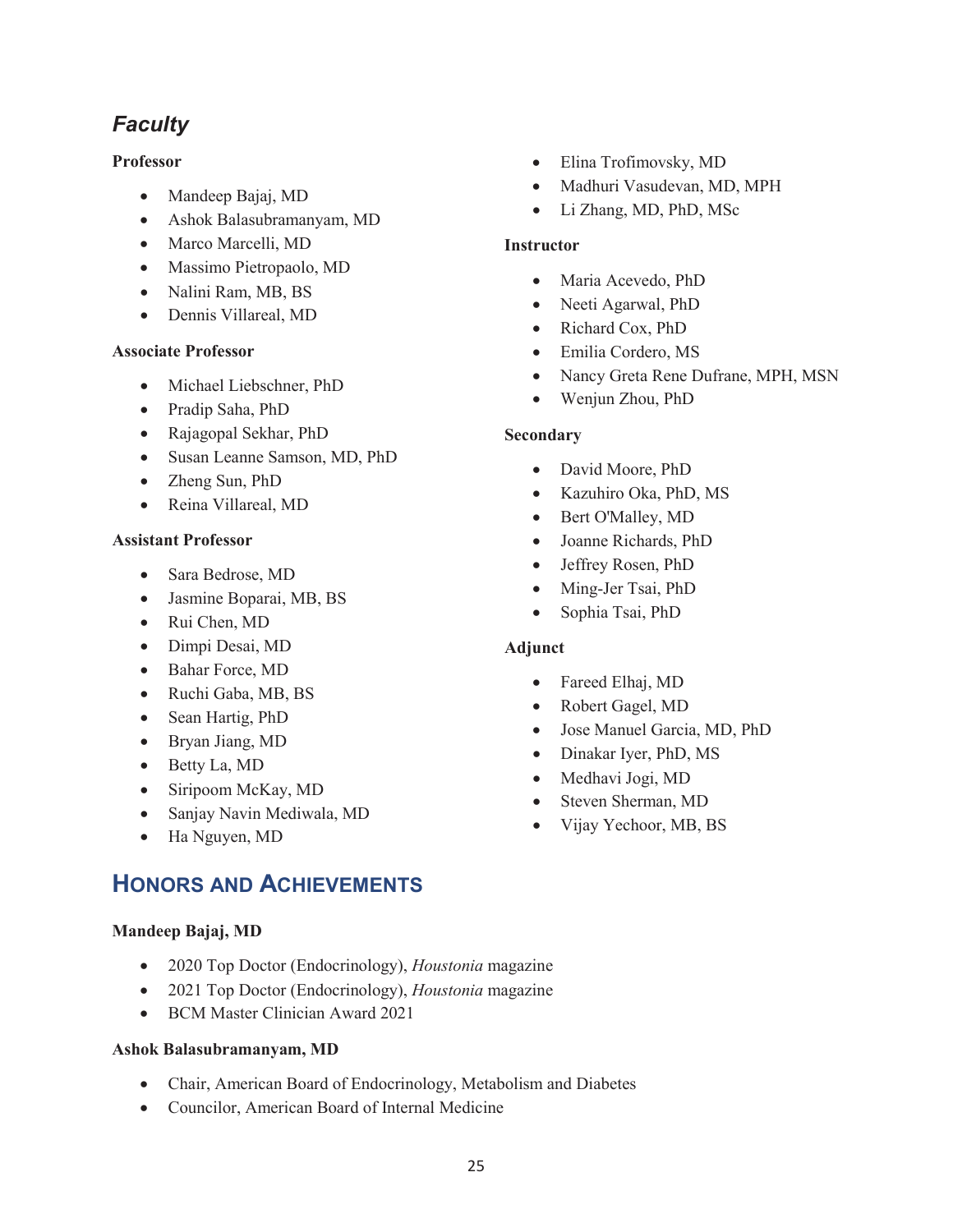## *Faculty*

**Professor**

- Mandeep Bajaj, MD
- Ashok Balasubramanyam, MD
- Marco Marcelli, MD
- Massimo Pietropaolo, MD
- Nalini Ram, MB, BS
- Dennis Villareal, MD

**Associate Professor**

- Michael Liebschner, PhD
- Pradip Saha, PhD
- Rajagopal Sekhar, PhD
- Susan Leanne Samson, MD, PhD
- Zheng Sun, PhD
- Reina Villareal, MD

**Assistant Professor**

- Sara Bedrose, MD
- Jasmine Boparai, MB, BS
- Rui Chen, MD
- Dimpi Desai, MD
- Bahar Force, MD
- Ruchi Gaba, MB, BS
- Sean Hartig, PhD
- Bryan Jiang, MD
- Betty La, MD
- Siripoom McKay, MD
- Sanjay Navin Mediwala, MD
- Ha Nguyen, MD
- Elina Trofimovsky, MD
- Madhuri Vasudevan, MD, MPH
- Li Zhang, MD, PhD, MSc

**Instructor**

- Maria Acevedo, PhD
- Neeti Agarwal, PhD
- Richard Cox, PhD
- Emilia Cordero, MS
- Nancy Greta Rene Dufrane, MPH, MSN
- Wenjun Zhou, PhD

**Secondary**

- David Moore, PhD
- Kazuhiro Oka, PhD, MS
- Bert O'Malley, MD
- Joanne Richards, PhD
- Jeffrey Rosen, PhD
- Ming-Jer Tsai, PhD
- Sophia Tsai, PhD

**Adjunct**

- Fareed Elhaj, MD
- Robert Gagel, MD
- Jose Manuel Garcia, MD, PhD
- Dinakar Iyer, PhD, MS
- Medhavi Jogi, MD
- Steven Sherman, MD
- Vijay Yechoor, MB, BS

# HONORS AND ACHIEVEMENTS

**Mandeep Bajaj, MD**

- 2020 Top Doctor (Endocrinology), *Houstonia* magazine
- 2021 Top Doctor (Endocrinology), *Houstonia* magazine
- BCM Master Clinician Award 2021

**Ashok Balasubramanyam, MD**

- Chair, American Board of Endocrinology, Metabolism and Diabetes
- Councilor, American Board of Internal Medicine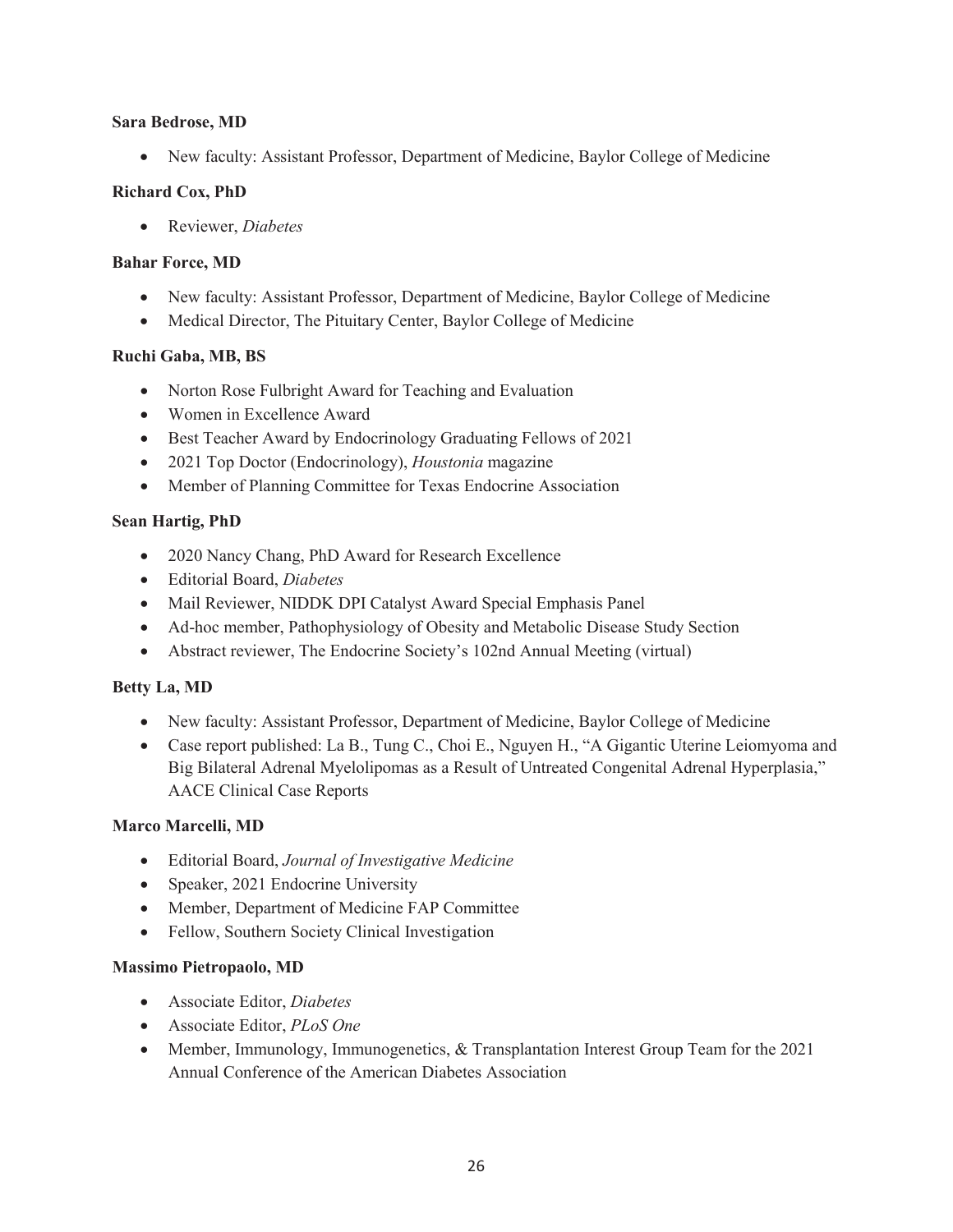**Sara Bedrose, MD**

- New faculty: Assistant Professor, Department of Medicine, Baylor College of Medicine

**Richard Cox, PhD**

- Reviewer, *Diabetes*

**Bahar Force, MD**

- New faculty: Assistant Professor, Department of Medicine, Baylor College of Medicine
- Medical Director, The Pituitary Center, Baylor College of Medicine

**Ruchi Gaba, MB, BS**

- Norton Rose Fulbright Award for Teaching and Evaluation
- Women in Excellence Award
- Best Teacher Award by Endocrinology Graduating Fellows of 2021
- 2021 Top Doctor (Endocrinology), *Houstonia* magazine
- Member of Planning Committee for Texas Endocrine Association

**Sean Hartig, PhD**

- 2020 Nancy Chang, PhD Award for Research Excellence
- Editorial Board, *Diabetes*
- Mail Reviewer, NIDDK DPI Catalyst Award Special Emphasis Panel
- Ad-hoc member, Pathophysiology of Obesity and Metabolic Disease Study Section
- Abstract reviewer, The Endocrine Society's 102nd Annual Meeting (virtual)

**Betty La, MD**

- New faculty: Assistant Professor, Department of Medicine, Baylor College of Medicine
- Case report published: La B., Tung C., Choi E., Nguyen H., "A Gigantic Uterine Leiomyoma and Big Bilateral Adrenal Myelolipomas as a Result of Untreated Congenital Adrenal Hyperplasia," AACE Clinical Case Reports

**Marco Marcelli, MD**

- Editorial Board, *Journal of Investigative Medicine*
- Speaker, 2021 Endocrine University
- Member, Department of Medicine FAP Committee
- Fellow, Southern Society Clinical Investigation

**Massimo Pietropaolo, MD**

- Associate Editor, *Diabetes*
- Associate Editor, *PLoS One*
- Member, Immunology, Immunogenetics, & Transplantation Interest Group Team for the 2021 Annual Conference of the American Diabetes Association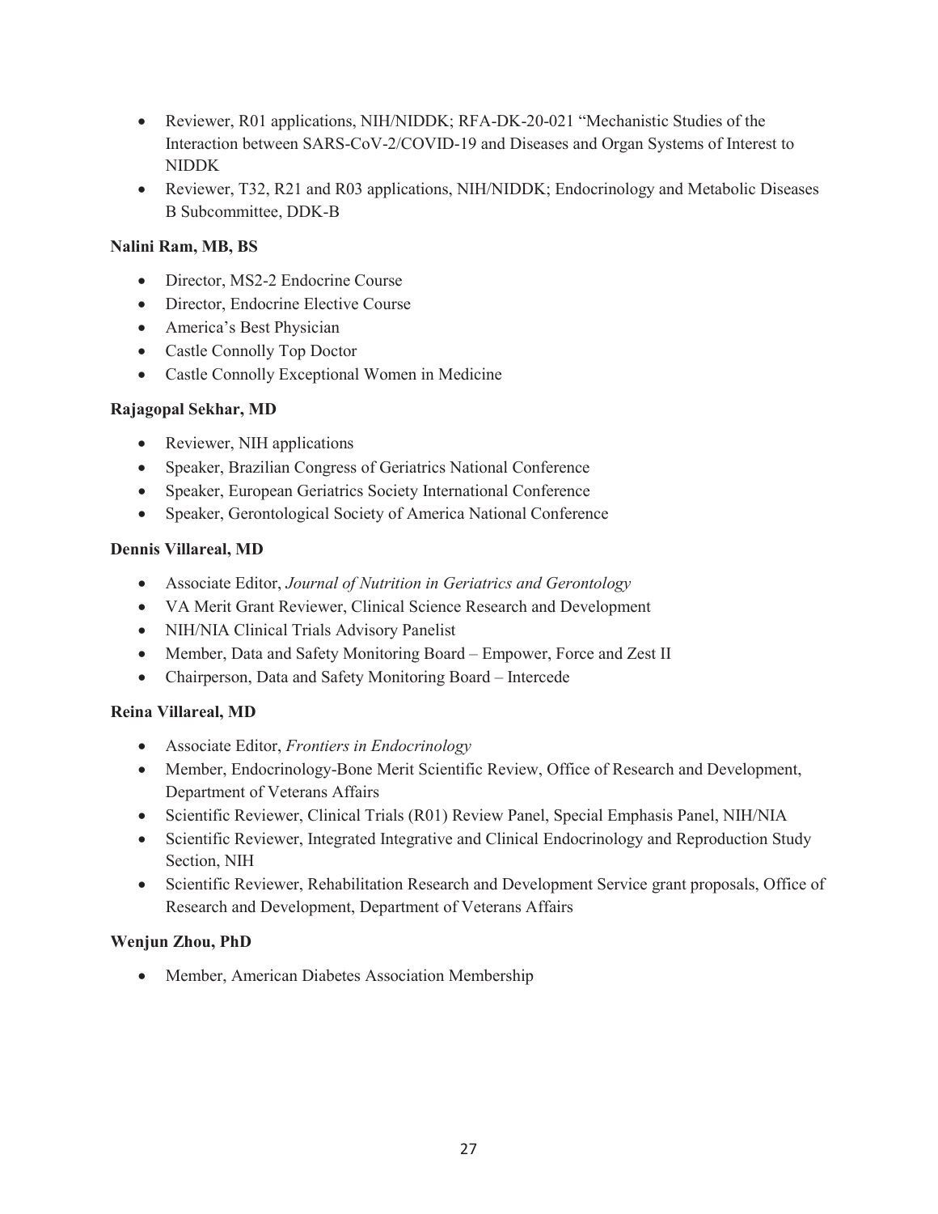- Reviewer, R01 applications, NIH/NIDDK; RFA-DK-20-021 "Mechanistic Studies of the Interaction between SARS-CoV-2/COVID-19 and Diseases and Organ Systems of Interest to NIDDK
- Reviewer, T32, R21 and R03 applications, NIH/NIDDK; Endocrinology and Metabolic Diseases B Subcommittee, DDK-B

**Nalini Ram, MB, BS**

- Director, MS2-2 Endocrine Course
- Director, Endocrine Elective Course
- America's Best Physician
- Castle Connolly Top Doctor
- Castle Connolly Exceptional Women in Medicine

**Rajagopal Sekhar, MD**

- Reviewer, NIH applications
- Speaker, Brazilian Congress of Geriatrics National Conference
- Speaker, European Geriatrics Society International Conference
- Speaker, Gerontological Society of America National Conference

**Dennis Villareal, MD**

- Associate Editor, *Journal of Nutrition in Geriatrics and Gerontology*
- VA Merit Grant Reviewer, Clinical Science Research and Development
- NIH/NIA Clinical Trials Advisory Panelist
- Member, Data and Safety Monitoring Board – Empower, Force and Zest II
- Chairperson, Data and Safety Monitoring Board – Intercede

**Reina Villareal, MD**

- Associate Editor, *Frontiers in Endocrinology*
- Member, Endocrinology-Bone Merit Scientific Review, Office of Research and Development, Department of Veterans Affairs
- Scientific Reviewer, Clinical Trials (R01) Review Panel, Special Emphasis Panel, NIH/NIA
- Scientific Reviewer, Integrated Integrative and Clinical Endocrinology and Reproduction Study Section, NIH
- Scientific Reviewer, Rehabilitation Research and Development Service grant proposals, Office of Research and Development, Department of Veterans Affairs

**Wenjun Zhou, PhD**

- Member, American Diabetes Association Membership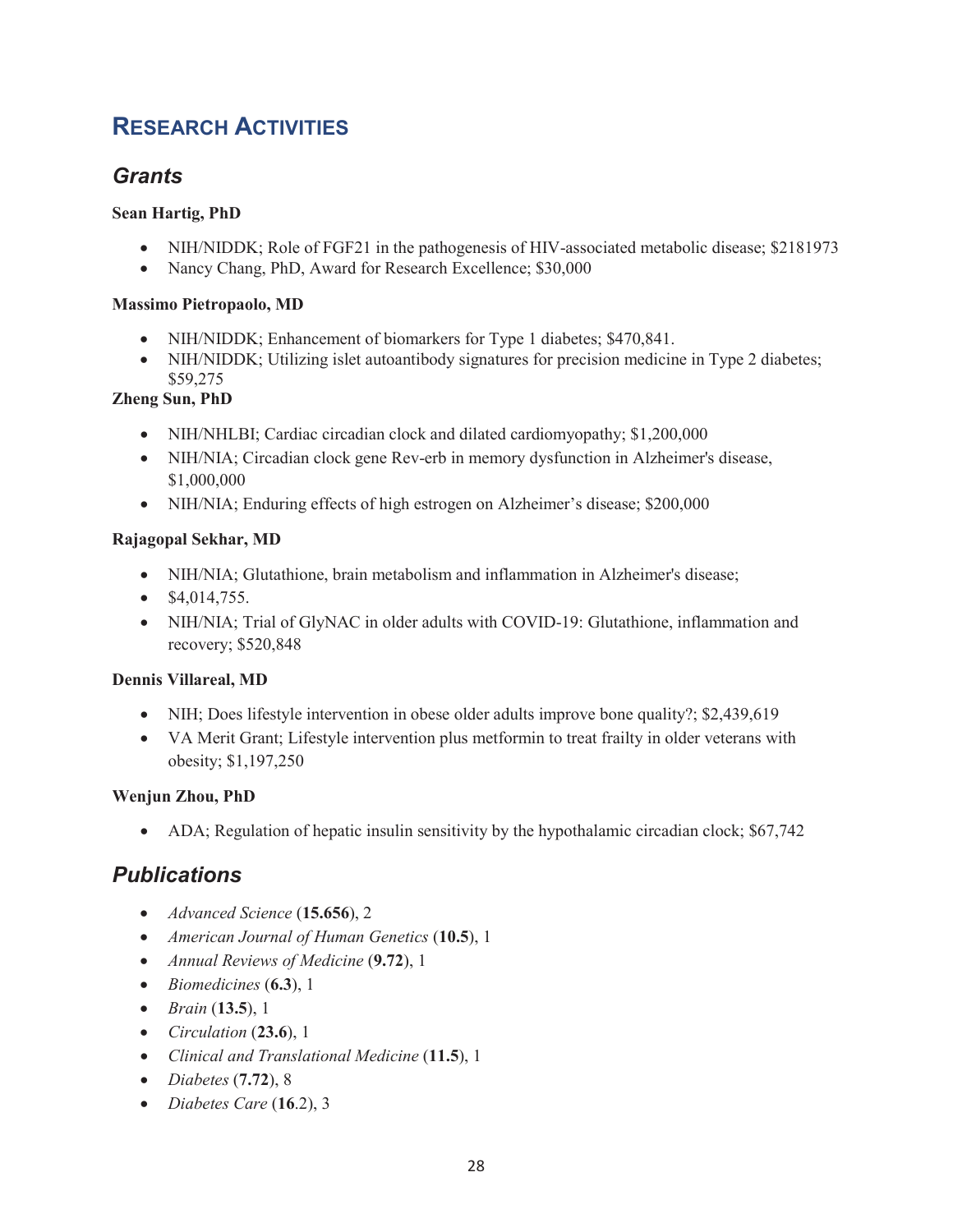## RESEARCH ACTIVITIES

### *Grants*

**Sean Hartig, PhD**

- NIH/NIDDK; Role of FGF21 in the pathogenesis of HIV-associated metabolic disease; $2181973
- Nancy Chang, PhD, Award for Research Excellence; $30,000

**Massimo Pietropaolo, MD**

- NIH/NIDDK; Enhancement of biomarkers for Type 1 diabetes; $470,841.
- NIH/NIDDK; Utilizing islet autoantibody signatures for precision medicine in Type 2 diabetes; $59,275

**Zheng Sun, PhD**

- NIH/NHLBI; Cardiac circadian clock and dilated cardiomyopathy; $1,200,000
- NIH/NIA; Circadian clock gene Rev-erb in memory dysfunction in Alzheimer's disease, $1,000,000
- NIH/NIA; Enduring effects of high estrogen on Alzheimer's disease; $200,000

**Rajagopal Sekhar, MD**

- NIH/NIA; Glutathione, brain metabolism and inflammation in Alzheimer's disease;
- $4,014,755.
- NIH/NIA; Trial of GlyNAC in older adults with COVID-19: Glutathione, inflammation and recovery; $520,848

**Dennis Villareal, MD**

- NIH; Does lifestyle intervention in obese older adults improve bone quality?; $2,439,619
- VA Merit Grant; Lifestyle intervention plus metformin to treat frailty in older veterans with obesity; $1,197,250

**Wenjun Zhou, PhD**

- ADA; Regulation of hepatic insulin sensitivity by the hypothalamic circadian clock; $67,742

### *Publications*

- *Advanced Science* (**15.656**), 2
- *American Journal of Human Genetics* (**10.5**), 1
- *Annual Reviews of Medicine* (**9.72**), 1
- *Biomedicines* (**6.3**), 1
- *Brain* (**13.5**), 1
- *Circulation* (**23.6**), 1
- *Clinical and Translational Medicine* (**11.5**), 1
- *Diabetes* (**7.72**), 8
- *Diabetes Care* (**16**.2), 3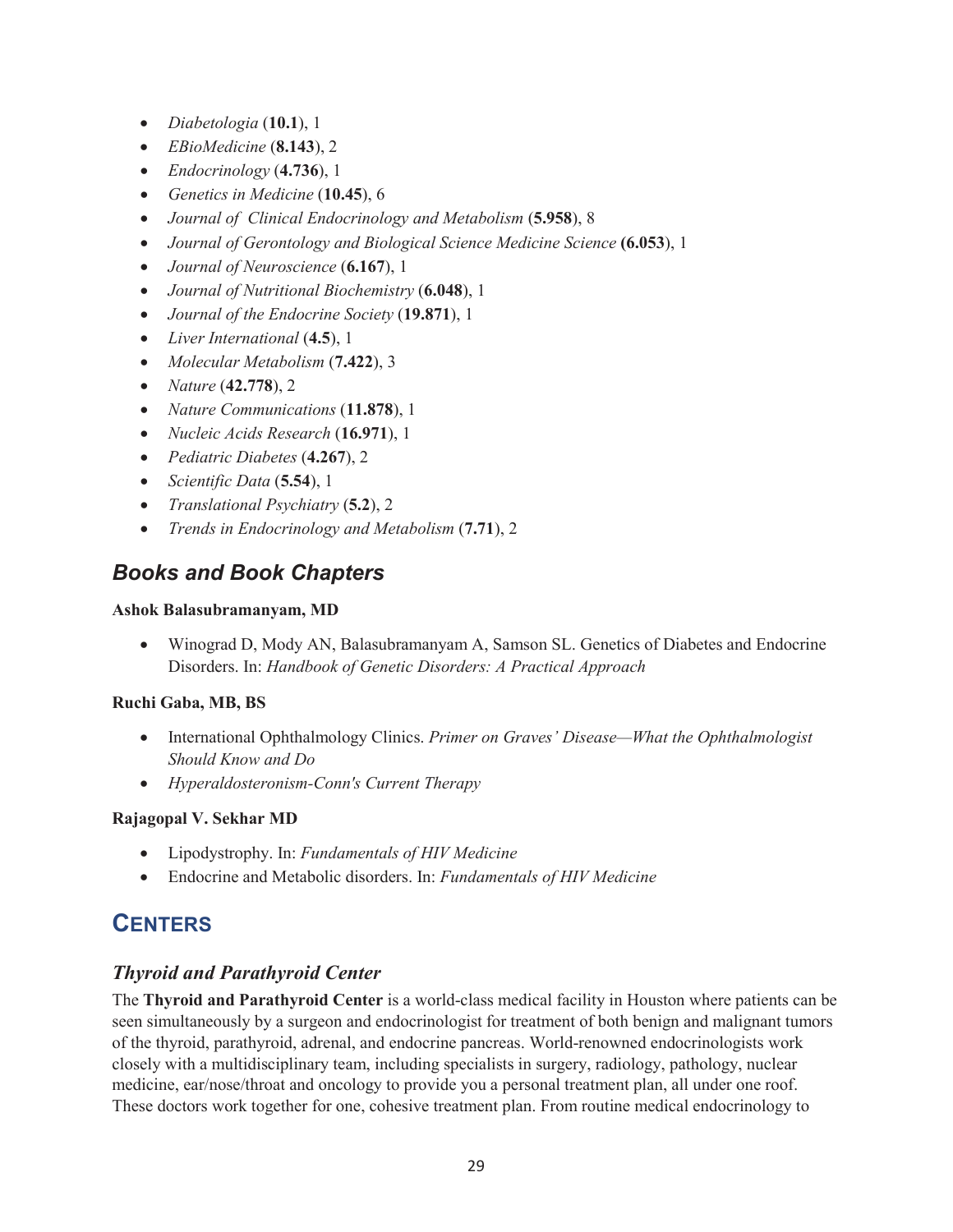- *Diabetologia* (**10.1**), 1
- *EBioMedicine* (**8.143**), 2
- *Endocrinology* (**4.736**), 1
- *Genetics in Medicine* (**10.45**), 6
- *Journal of Clinical Endocrinology and Metabolism* (**5.958**), 8
- *Journal of Gerontology and Biological Science Medicine Science* **(6.053**), 1
- *Journal of Neuroscience* (**6.167**), 1
- *Journal of Nutritional Biochemistry* (**6.048**), 1
- *Journal of the Endocrine Society* (**19.871**), 1
- *Liver International* (**4.5**), 1
- *Molecular Metabolism* (**7.422**), 3
- *Nature* (**42.778**), 2
- *Nature Communications* (**11.878**), 1
- *Nucleic Acids Research* (**16.971**), 1
- *Pediatric Diabetes* (**4.267**), 2
- *Scientific Data* (**5.54**), 1
- *Translational Psychiatry* (**5.2**), 2
- *Trends in Endocrinology and Metabolism* (**7.71**), 2

### *Books and Book Chapters*

**Ashok Balasubramanyam, MD**

- Winograd D, Mody AN, Balasubramanyam A, Samson SL. Genetics of Diabetes and Endocrine Disorders. In: *Handbook of Genetic Disorders: A Practical Approach*

**Ruchi Gaba, MB, BS**

- International Ophthalmology Clinics. *Primer on Graves' Disease—What the Ophthalmologist Should Know and Do*
- *Hyperaldosteronism-Conn's Current Therapy*

**Rajagopal V. Sekhar MD**

- Lipodystrophy. In: *Fundamentals of HIV Medicine*
- Endocrine and Metabolic disorders. In: *Fundamentals of HIV Medicine*

## CENTERS

### *Thyroid and Parathyroid Center*

The **Thyroid and Parathyroid Center** is a world-class medical facility in Houston where patients can be seen simultaneously by a surgeon and endocrinologist for treatment of both benign and malignant tumors of the thyroid, parathyroid, adrenal, and endocrine pancreas. World-renowned endocrinologists work closely with a multidisciplinary team, including specialists in surgery, radiology, pathology, nuclear medicine, ear/nose/throat and oncology to provide you a personal treatment plan, all under one roof. These doctors work together for one, cohesive treatment plan. From routine medical endocrinology to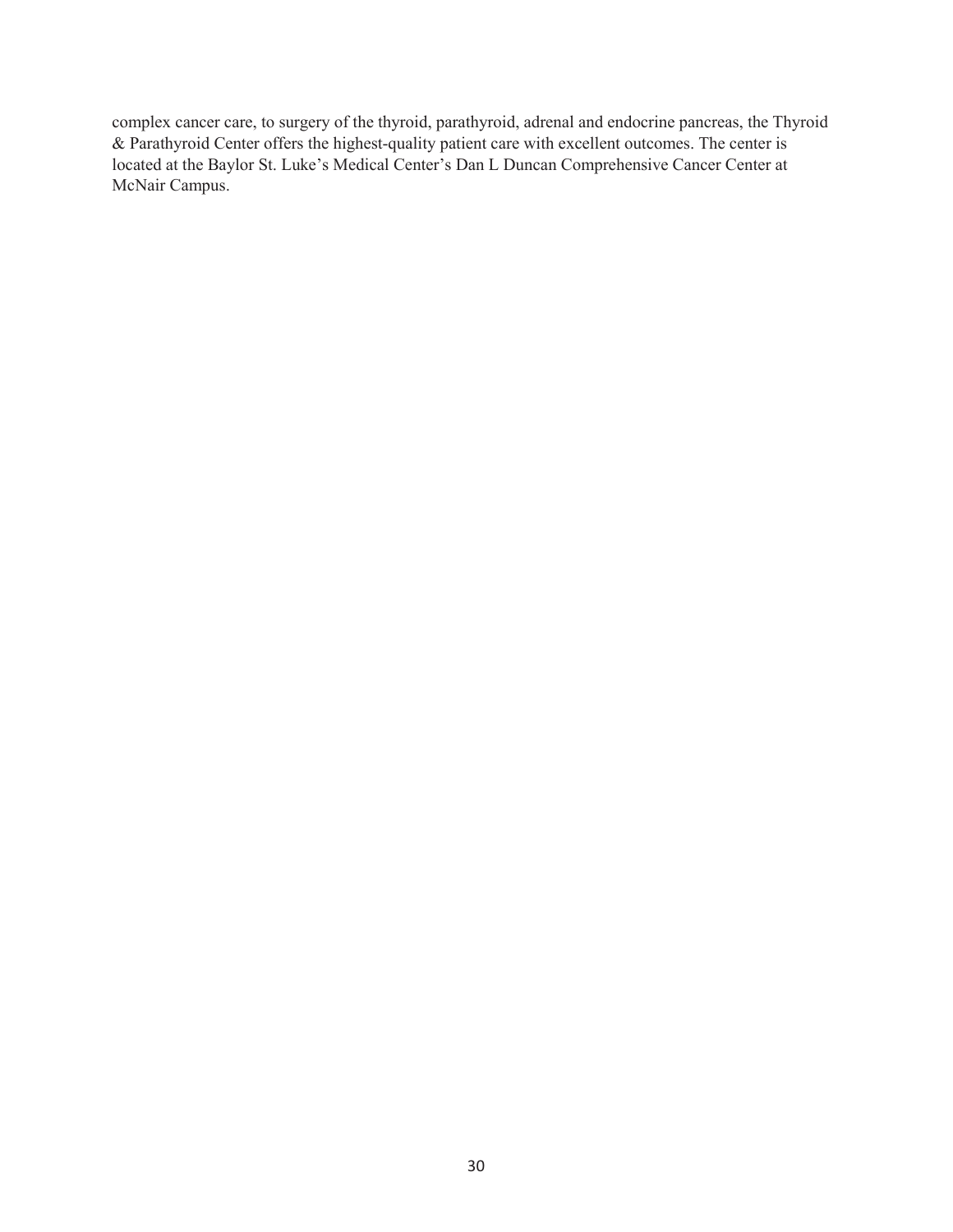complex cancer care, to surgery of the thyroid, parathyroid, adrenal and endocrine pancreas, the Thyroid & Parathyroid Center offers the highest-quality patient care with excellent outcomes. The center is located at the Baylor St. Luke's Medical Center's Dan L Duncan Comprehensive Cancer Center at McNair Campus.